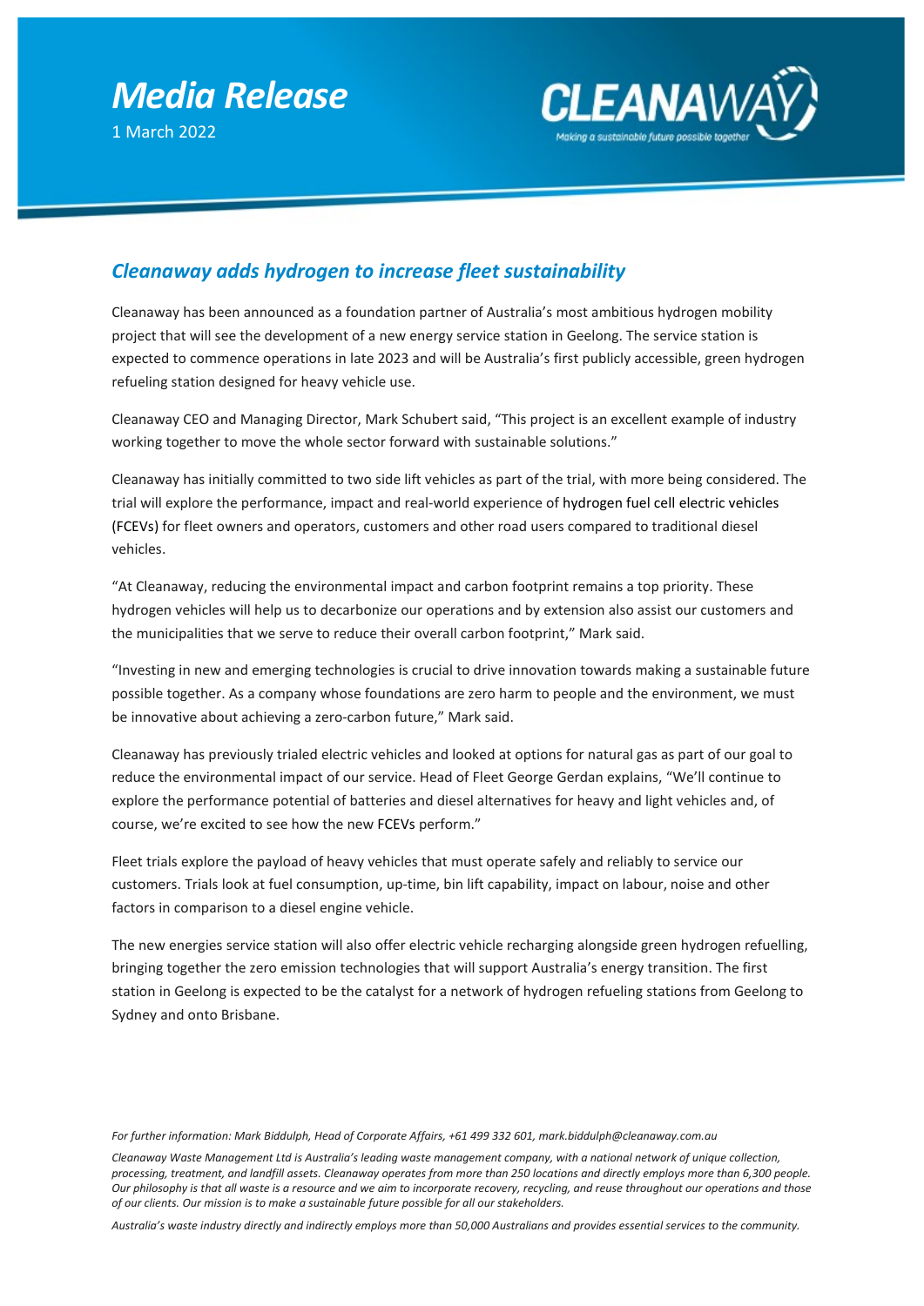# Media Release

1 March 2022

## *Cleanaway adds hydrogen to increase fleet sustainability*

Cleanaway has been announced as a foundation partner of Australia's most ambitious hydrogen mobility project that will see the development of a new energy service station in Geelong. The service station is expected to commence operations in late 2023 and will be Australia's first publicly accessible, green hydrogen refueling station designed for heavy vehicle use.

Cleanaway CEO and Managing Director, Mark Schubert said, "This project is an excellent example of industry working together to move the whole sector forward with sustainable solutions."

Cleanaway has initially committed to two side lift vehicles as part of the trial, with more being considered. The trial will explore the performance, impact and real-world experience of hydrogen fuel cell electric vehicles (FCEVs) for fleet owners and operators, customers and other road users compared to traditional diesel vehicles.

"At Cleanaway, reducing the environmental impact and carbon footprint remains a top priority. These hydrogen vehicles will help us to decarbonize our operations and by extension also assist our customers and the municipalities that we serve to reduce their overall carbon footprint," Mark said.

"Investing in new and emerging technologies is crucial to drive innovation towards making a sustainable future possible together. As a company whose foundations are zero harm to people and the environment, we must be innovative about achieving a zero-carbon future," Mark said.

Cleanaway has previously trialed electric vehicles and looked at options for natural gas as part of our goal to reduce the environmental impact of our service. Head of Fleet George Gerdan explains, "We'll continue to explore the performance potential of batteries and diesel alternatives for heavy and light vehicles and, of course, we're excited to see how the new FCEVs perform."

Fleet trials explore the payload of heavy vehicles that must operate safely and reliably to service our customers. Trials look at fuel consumption, up-time, bin lift capability, impact on labour, noise and other factors in comparison to a diesel engine vehicle.

The new energies service station will also offer electric vehicle recharging alongside green hydrogen refuelling, bringing together the zero emission technologies that will support Australia's energy transition. The first station in Geelong is expected to be the catalyst for a network of hydrogen refueling stations from Geelong to Sydney and onto Brisbane.

*For further information: Mark Biddulph, Head of Corporate Affairs, +61 499 332 601, mark.biddulph@cleanaway.com.au*

*Cleanaway Waste Management Ltd is Australia's leading waste management company, with a national network of unique collection, processing, treatment, and landfill assets. Cleanaway operates from more than 250 locations and directly employs more than 6,300 people. Our philosophy is that all waste is a resource and we aim to incorporate recovery, recycling, and reuse throughout our operations and those of our clients. Our mission is to make a sustainable future possible for all our stakeholders.*

*Australia's waste industry directly and indirectly employs more than 50,000 Australians and provides essential services to the community.*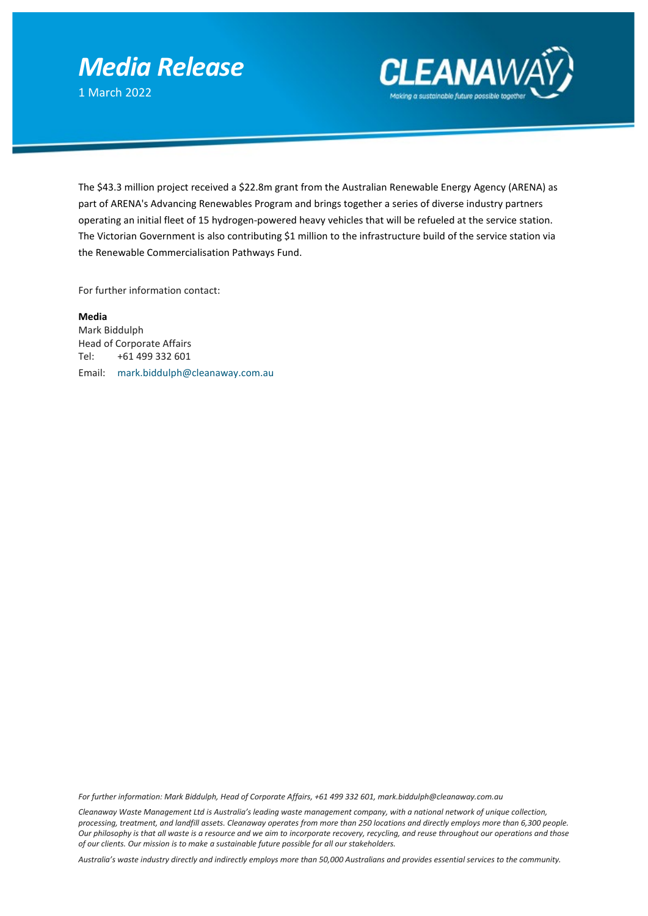The $43.3 million project received a $22.8m grant from the Australian Renewable Energy Agency (ARENA) as part of ARENA's Advancing Renewables Program and brings together a series of diverse industry partners operating an initial fleet of 15 hydrogen-powered heavy vehicles that will be refueled at the service station. The Victorian Government is also contributing $1 million to the infrastructure build of the service station via the Renewable Commercialisation Pathways Fund.

For further information contact:

**Media**
Mark Biddulph
Head of Corporate Affairs
Tel: +61 499 332 601
Email: mark.biddulph@cleanaway.com.au

*For further information: Mark Biddulph, Head of Corporate Affairs, +61 499 332 601, mark.biddulph@cleanaway.com.au*

*Cleanaway Waste Management Ltd is Australia's leading waste management company, with a national network of unique collection, processing, treatment, and landfill assets. Cleanaway operates from more than 250 locations and directly employs more than 6,300 people. Our philosophy is that all waste is a resource and we aim to incorporate recovery, recycling, and reuse throughout our operations and those of our clients. Our mission is to make a sustainable future possible for all our stakeholders.*

*Australia's waste industry directly and indirectly employs more than 50,000 Australians and provides essential services to the community.*